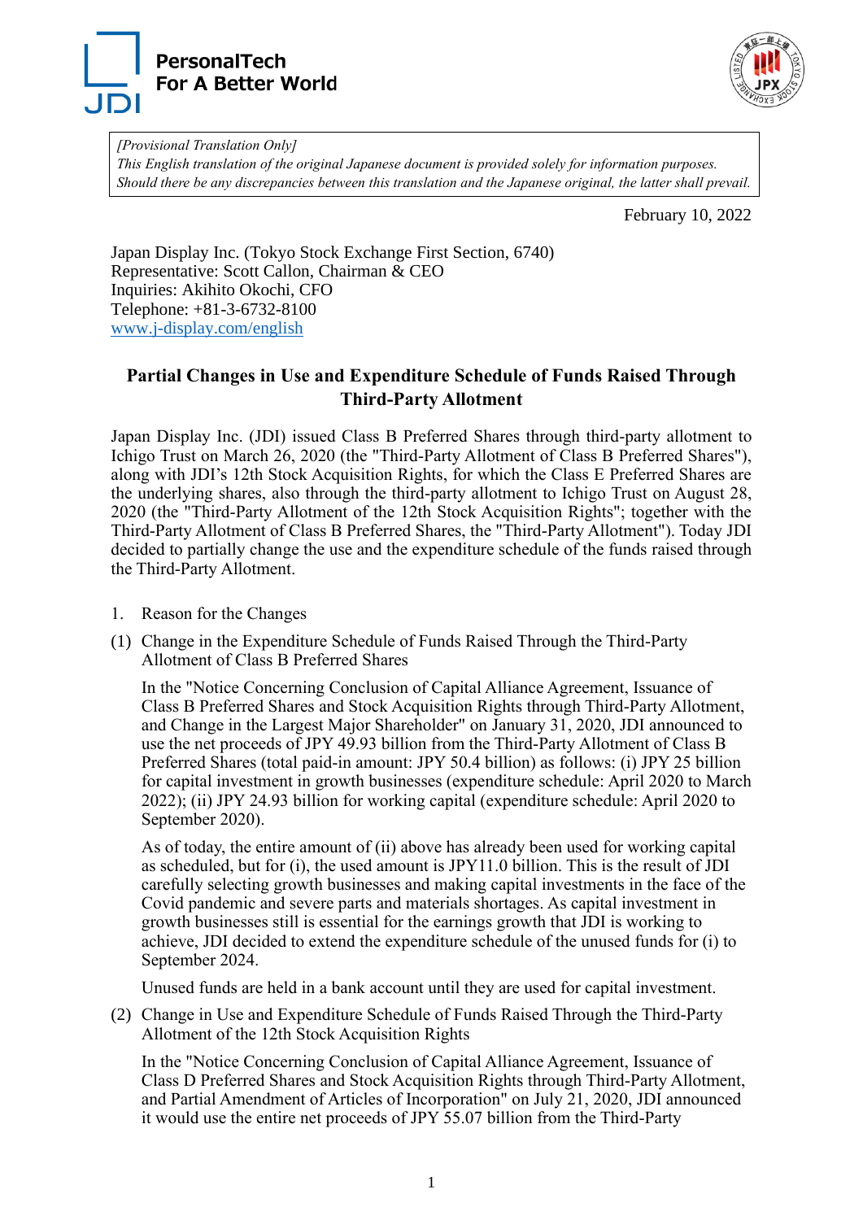*[Provisional Translation Only]*
*This English translation of the original Japanese document is provided solely for information purposes. Should there be any discrepancies between this translation and the Japanese original, the latter shall prevail.*

February 10, 2022

Japan Display Inc. (Tokyo Stock Exchange First Section, 6740)
Representative: Scott Callon, Chairman & CEO
Inquiries: Akihito Okochi, CFO
Telephone: +81-3-6732-8100
www.j-display.com/english

# Partial Changes in Use and Expenditure Schedule of Funds Raised Through Third-Party Allotment

Japan Display Inc. (JDI) issued Class B Preferred Shares through third-party allotment to Ichigo Trust on March 26, 2020 (the "Third-Party Allotment of Class B Preferred Shares"), along with JDI's 12th Stock Acquisition Rights, for which the Class E Preferred Shares are the underlying shares, also through the third-party allotment to Ichigo Trust on August 28, 2020 (the "Third-Party Allotment of the 12th Stock Acquisition Rights"; together with the Third-Party Allotment of Class B Preferred Shares, the "Third-Party Allotment"). Today JDI decided to partially change the use and the expenditure schedule of the funds raised through the Third-Party Allotment.

1. Reason for the Changes

(1) Change in the Expenditure Schedule of Funds Raised Through the Third-Party Allotment of Class B Preferred Shares

In the "Notice Concerning Conclusion of Capital Alliance Agreement, Issuance of Class B Preferred Shares and Stock Acquisition Rights through Third-Party Allotment, and Change in the Largest Major Shareholder" on January 31, 2020, JDI announced to use the net proceeds of JPY 49.93 billion from the Third-Party Allotment of Class B Preferred Shares (total paid-in amount: JPY 50.4 billion) as follows: (i) JPY 25 billion for capital investment in growth businesses (expenditure schedule: April 2020 to March 2022); (ii) JPY 24.93 billion for working capital (expenditure schedule: April 2020 to September 2020).

As of today, the entire amount of (ii) above has already been used for working capital as scheduled, but for (i), the used amount is JPY11.0 billion. This is the result of JDI carefully selecting growth businesses and making capital investments in the face of the Covid pandemic and severe parts and materials shortages. As capital investment in growth businesses still is essential for the earnings growth that JDI is working to achieve, JDI decided to extend the expenditure schedule of the unused funds for (i) to September 2024.

Unused funds are held in a bank account until they are used for capital investment.

(2) Change in Use and Expenditure Schedule of Funds Raised Through the Third-Party Allotment of the 12th Stock Acquisition Rights

In the "Notice Concerning Conclusion of Capital Alliance Agreement, Issuance of Class D Preferred Shares and Stock Acquisition Rights through Third-Party Allotment, and Partial Amendment of Articles of Incorporation" on July 21, 2020, JDI announced it would use the entire net proceeds of JPY 55.07 billion from the Third-Party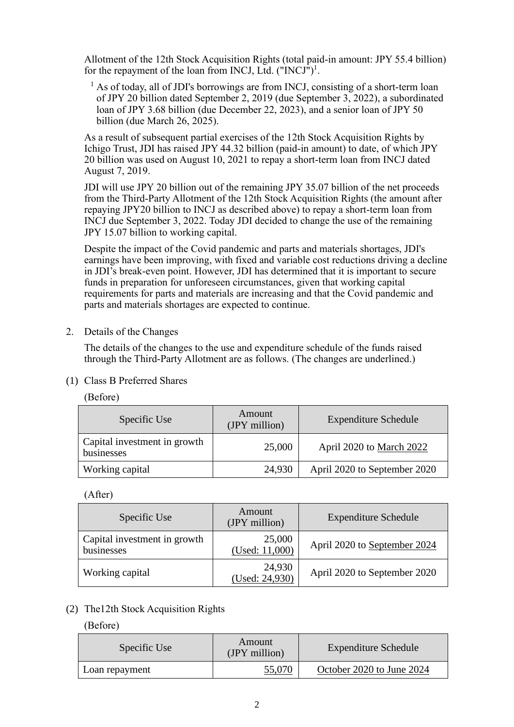Allotment of the 12th Stock Acquisition Rights (total paid-in amount: JPY 55.4 billion) for the repayment of the loan from INCJ, Ltd. ("INCJ")[1].

[1] As of today, all of JDI's borrowings are from INCJ, consisting of a short-term loan of JPY 20 billion dated September 2, 2019 (due September 3, 2022), a subordinated loan of JPY 3.68 billion (due December 22, 2023), and a senior loan of JPY 50 billion (due March 26, 2025).

As a result of subsequent partial exercises of the 12th Stock Acquisition Rights by Ichigo Trust, JDI has raised JPY 44.32 billion (paid-in amount) to date, of which JPY 20 billion was used on August 10, 2021 to repay a short-term loan from INCJ dated August 7, 2019.

JDI will use JPY 20 billion out of the remaining JPY 35.07 billion of the net proceeds from the Third-Party Allotment of the 12th Stock Acquisition Rights (the amount after repaying JPY20 billion to INCJ as described above) to repay a short-term loan from INCJ due September 3, 2022. Today JDI decided to change the use of the remaining JPY 15.07 billion to working capital.

Despite the impact of the Covid pandemic and parts and materials shortages, JDI's earnings have been improving, with fixed and variable cost reductions driving a decline in JDI's break-even point. However, JDI has determined that it is important to secure funds in preparation for unforeseen circumstances, given that working capital requirements for parts and materials are increasing and that the Covid pandemic and parts and materials shortages are expected to continue.

2. Details of the Changes

The details of the changes to the use and expenditure schedule of the funds raised through the Third-Party Allotment are as follows. (The changes are underlined.)

(1) Class B Preferred Shares

(Before)

| Specific Use | Amount (JPY million) | Expenditure Schedule |
|---|---|---|
| Capital investment in growth businesses | 25,000 | April 2020 to <u>March 2022</u> |
| Working capital | 24,930 | April 2020 to September 2020 |

(After)

| Specific Use | Amount (JPY million) | Expenditure Schedule |
|---|---|---|
| Capital investment in growth businesses | 25,000 <u>(Used: 11,000)</u> | April 2020 to <u>September 2024</u> |
| Working capital | 24,930 <u>(Used: 24,930)</u> | April 2020 to September 2020 |

(2) The12th Stock Acquisition Rights

(Before)

| Specific Use | Amount (JPY million) | Expenditure Schedule |
|---|---|---|
| Loan repayment | <u>55,070</u> | <u>October 2020 to June 2024</u> |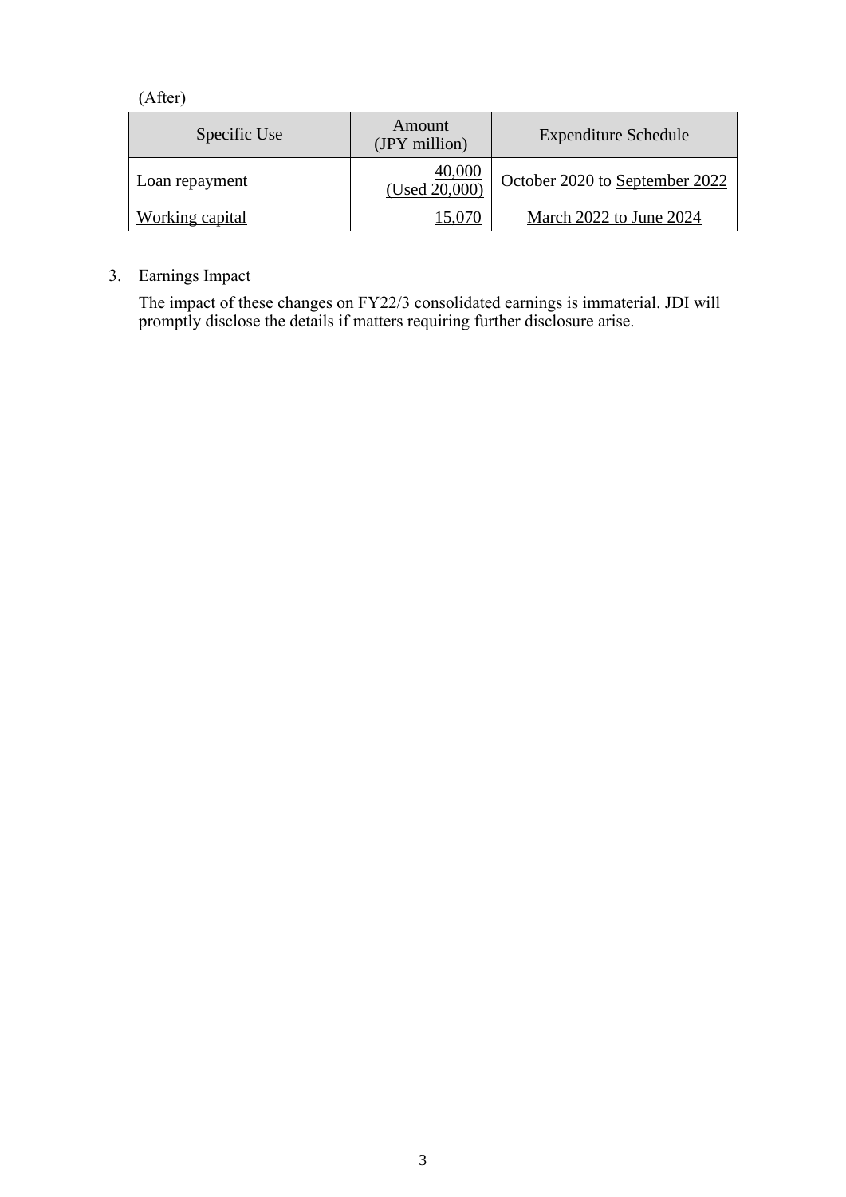(After)

| Specific Use | Amount (JPY million) | Expenditure Schedule |
| --- | --- | --- |
| Loan repayment | 40,000 (Used 20,000) | October 2020 to September 2022 |
| Working capital | 15,070 | March 2022 to June 2024 |

3. Earnings Impact

The impact of these changes on FY22/3 consolidated earnings is immaterial. JDI will promptly disclose the details if matters requiring further disclosure arise.